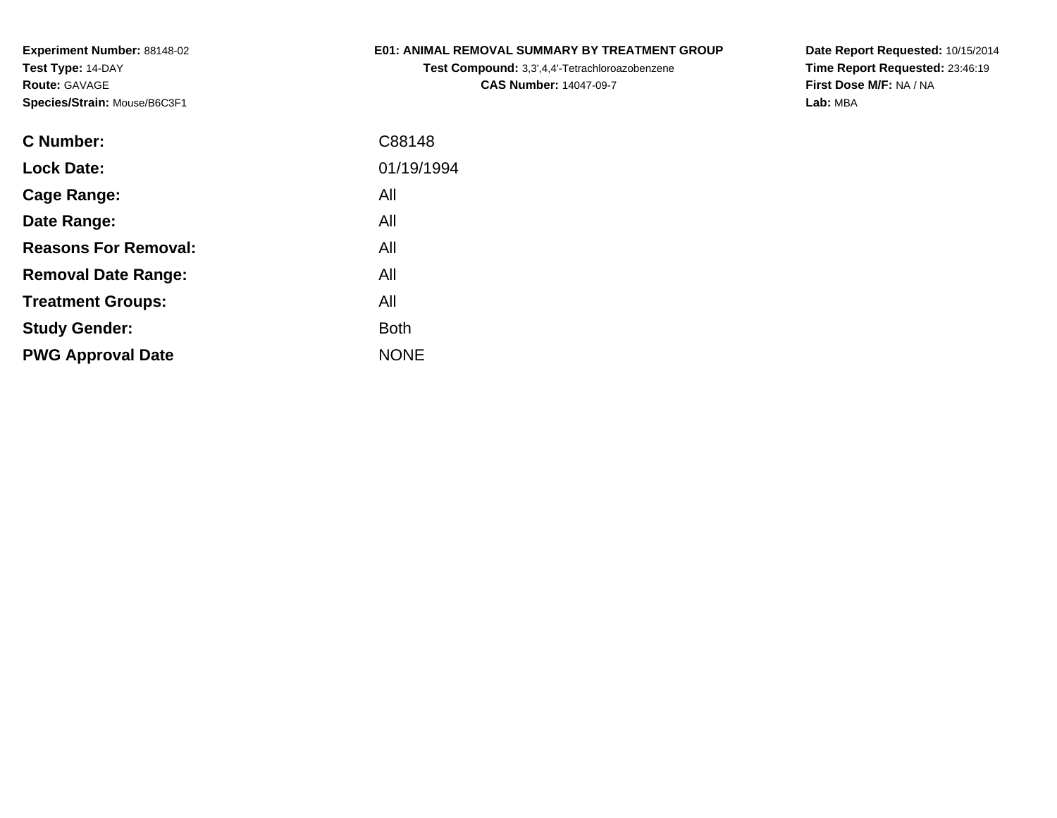**Experiment Number:** 88148-02
**Test Type:** 14-DAY
**Route:** GAVAGE
**Species/Strain:** Mouse/B6C3F1

**E01: ANIMAL REMOVAL SUMMARY BY TREATMENT GROUP**
**Test Compound:** 3,3',4,4'-Tetrachloroazobenzene
**CAS Number:** 14047-09-7

**Date Report Requested:** 10/15/2014
**Time Report Requested:** 23:46:19
**First Dose M/F:** NA / NA
**Lab:** MBA

| | |
|---|---|
| **C Number:** | C88148 |
| **Lock Date:** | 01/19/1994 |
| **Cage Range:** | All |
| **Date Range:** | All |
| **Reasons For Removal:** | All |
| **Removal Date Range:** | All |
| **Treatment Groups:** | All |
| **Study Gender:** | Both |
| **PWG Approval Date** | NONE |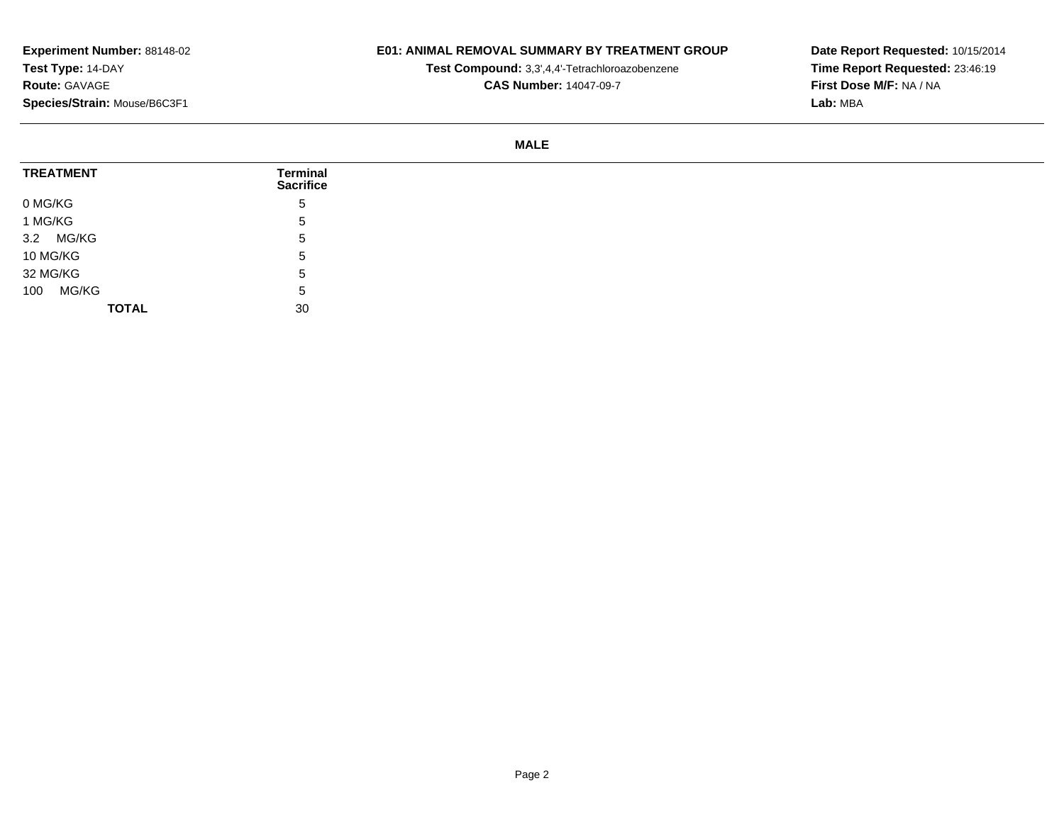**Experiment Number:** 88148-02
**Test Type:** 14-DAY
**Route:** GAVAGE
**Species/Strain:** Mouse/B6C3F1

## E01: ANIMAL REMOVAL SUMMARY BY TREATMENT GROUP

**Test Compound:** 3,3',4,4'-Tetrachloroazobenzene
**CAS Number:** 14047-09-7

**Date Report Requested:** 10/15/2014
**Time Report Requested:** 23:46:19
**First Dose M/F:** NA / NA
**Lab:** MBA

### MALE

| TREATMENT | Terminal Sacrifice |
|---|---|
| 0 MG/KG | 5 |
| 1 MG/KG | 5 |
| 3.2 MG/KG | 5 |
| 10 MG/KG | 5 |
| 32 MG/KG | 5 |
| 100 MG/KG | 5 |
| **TOTAL** | 30 |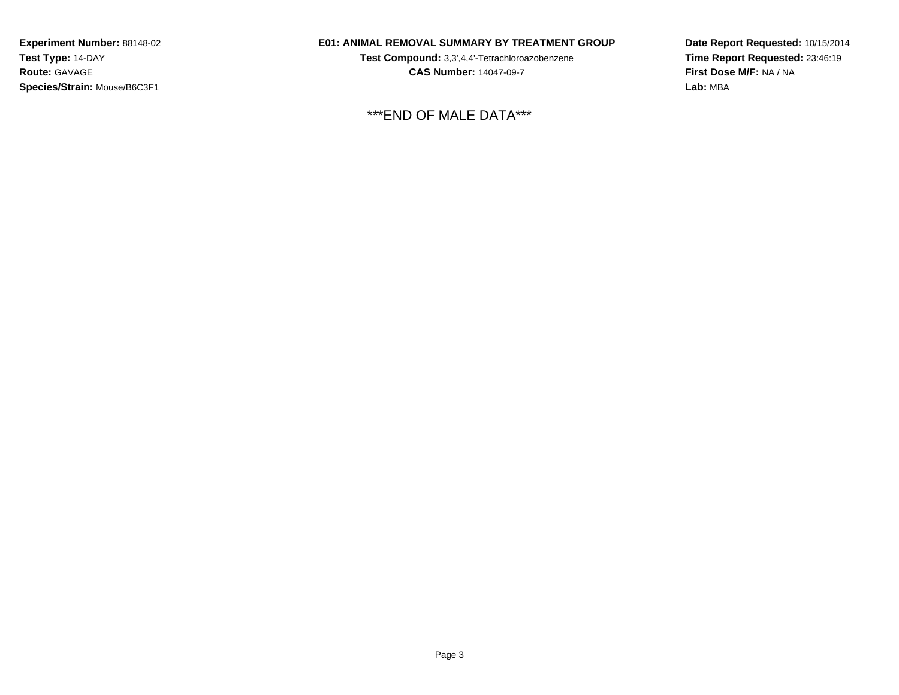**Experiment Number:** 88148-02
**Test Type:** 14-DAY
**Route:** GAVAGE
**Species/Strain:** Mouse/B6C3F1

**E01: ANIMAL REMOVAL SUMMARY BY TREATMENT GROUP**
**Test Compound:** 3,3',4,4'-Tetrachloroazobenzene
**CAS Number:** 14047-09-7

**Date Report Requested:** 10/15/2014
**Time Report Requested:** 23:46:19
**First Dose M/F:** NA / NA
**Lab:** MBA

***END OF MALE DATA***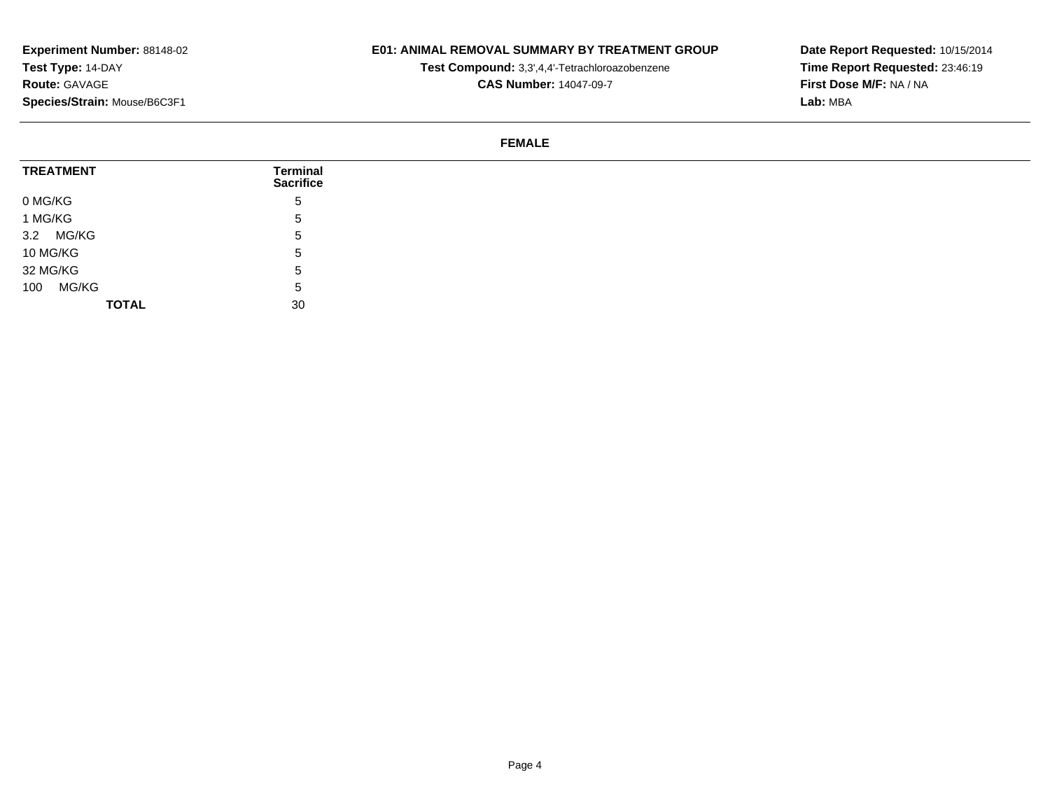**Experiment Number:** 88148-02
**Test Type:** 14-DAY
**Route:** GAVAGE
**Species/Strain:** Mouse/B6C3F1

**E01: ANIMAL REMOVAL SUMMARY BY TREATMENT GROUP**
**Test Compound:** 3,3',4,4'-Tetrachloroazobenzene
**CAS Number:** 14047-09-7

**Date Report Requested:** 10/15/2014
**Time Report Requested:** 23:46:19
**First Dose M/F:** NA / NA
**Lab:** MBA

**FEMALE**

| TREATMENT | Terminal Sacrifice |
|---|---|
| 0 MG/KG | 5 |
| 1 MG/KG | 5 |
| 3.2 MG/KG | 5 |
| 10 MG/KG | 5 |
| 32 MG/KG | 5 |
| 100 MG/KG | 5 |
| **TOTAL** | 30 |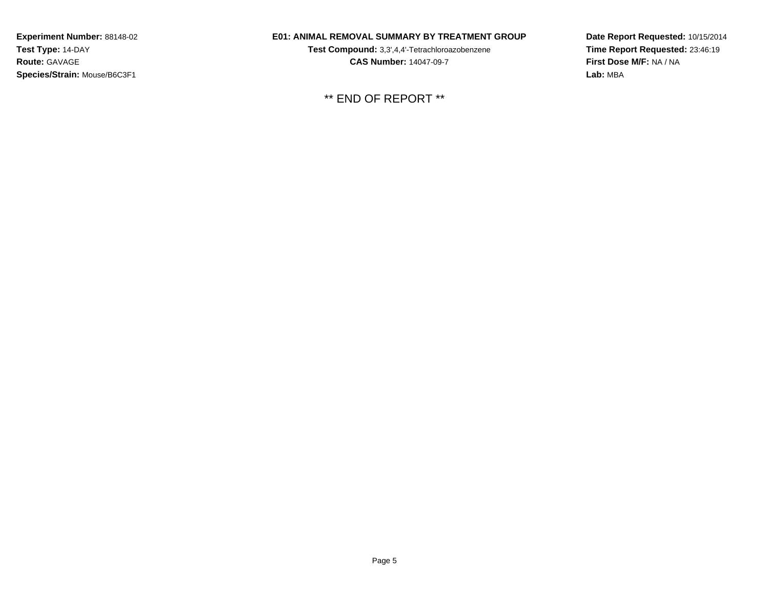**Experiment Number:** 88148-02
**Test Type:** 14-DAY
**Route:** GAVAGE
**Species/Strain:** Mouse/B6C3F1

**E01: ANIMAL REMOVAL SUMMARY BY TREATMENT GROUP**
**Test Compound:** 3,3',4,4'-Tetrachloroazobenzene
**CAS Number:** 14047-09-7

**Date Report Requested:** 10/15/2014
**Time Report Requested:** 23:46:19
**First Dose M/F:** NA / NA
**Lab:** MBA

** END OF REPORT **